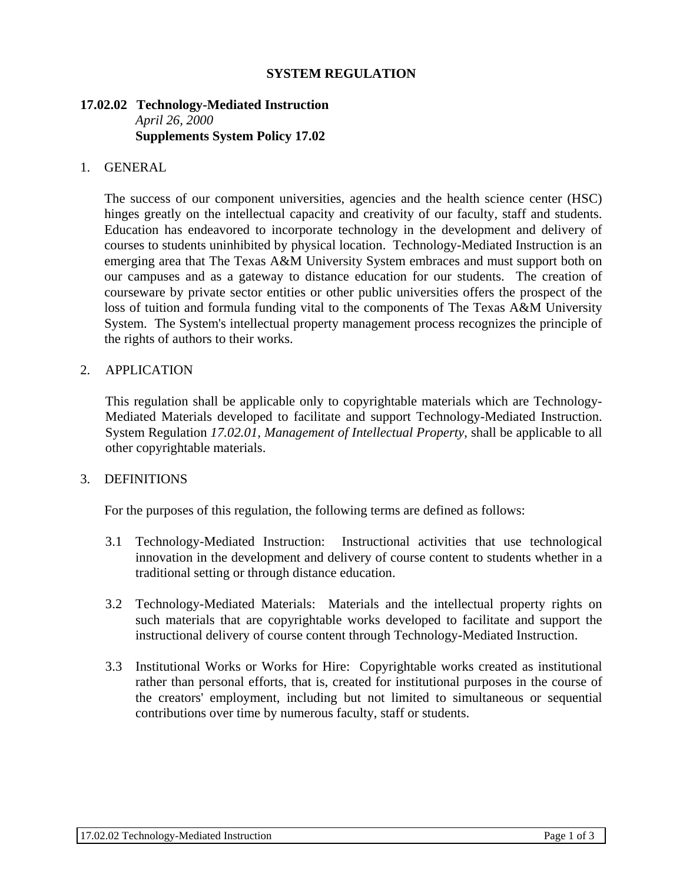**SYSTEM REGULATION**

# 17.02.02 Technology-Mediated Instruction

*April 26, 2000*

**Supplements System Policy 17.02**

## 1. GENERAL

The success of our component universities, agencies and the health science center (HSC) hinges greatly on the intellectual capacity and creativity of our faculty, staff and students. Education has endeavored to incorporate technology in the development and delivery of courses to students uninhibited by physical location. Technology-Mediated Instruction is an emerging area that The Texas A&M University System embraces and must support both on our campuses and as a gateway to distance education for our students. The creation of courseware by private sector entities or other public universities offers the prospect of the loss of tuition and formula funding vital to the components of The Texas A&M University System. The System's intellectual property management process recognizes the principle of the rights of authors to their works.

## 2. APPLICATION

This regulation shall be applicable only to copyrightable materials which are Technology-Mediated Materials developed to facilitate and support Technology-Mediated Instruction. System Regulation *17.02.01, Management of Intellectual Property*, shall be applicable to all other copyrightable materials.

## 3. DEFINITIONS

For the purposes of this regulation, the following terms are defined as follows:

3.1 Technology-Mediated Instruction: Instructional activities that use technological innovation in the development and delivery of course content to students whether in a traditional setting or through distance education.

3.2 Technology-Mediated Materials: Materials and the intellectual property rights on such materials that are copyrightable works developed to facilitate and support the instructional delivery of course content through Technology-Mediated Instruction.

3.3 Institutional Works or Works for Hire: Copyrightable works created as institutional rather than personal efforts, that is, created for institutional purposes in the course of the creators' employment, including but not limited to simultaneous or sequential contributions over time by numerous faculty, staff or students.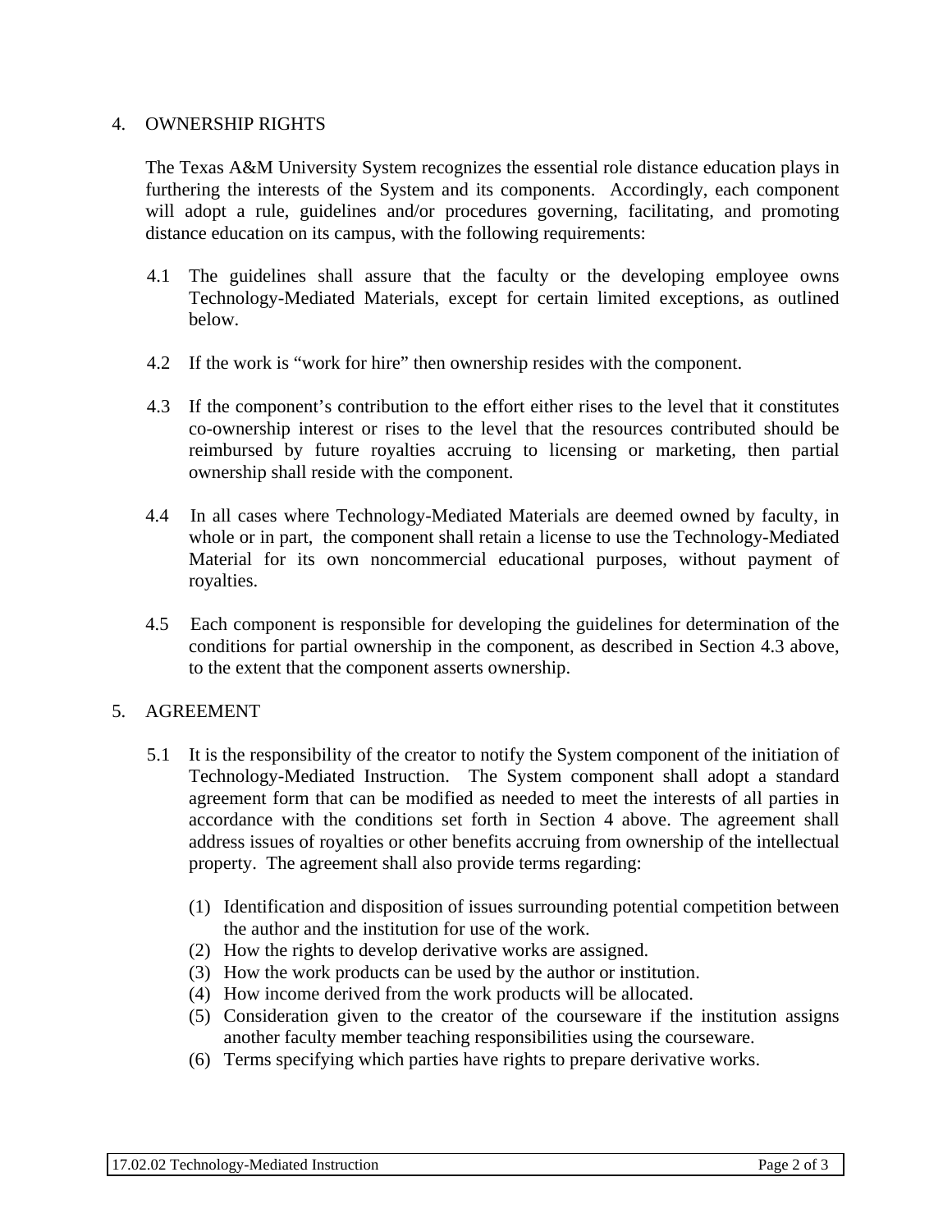## 4. OWNERSHIP RIGHTS

The Texas A&M University System recognizes the essential role distance education plays in furthering the interests of the System and its components. Accordingly, each component will adopt a rule, guidelines and/or procedures governing, facilitating, and promoting distance education on its campus, with the following requirements:

4.1 The guidelines shall assure that the faculty or the developing employee owns Technology-Mediated Materials, except for certain limited exceptions, as outlined below.

4.2 If the work is "work for hire" then ownership resides with the component.

4.3 If the component's contribution to the effort either rises to the level that it constitutes co-ownership interest or rises to the level that the resources contributed should be reimbursed by future royalties accruing to licensing or marketing, then partial ownership shall reside with the component.

4.4 In all cases where Technology-Mediated Materials are deemed owned by faculty, in whole or in part, the component shall retain a license to use the Technology-Mediated Material for its own noncommercial educational purposes, without payment of royalties.

4.5 Each component is responsible for developing the guidelines for determination of the conditions for partial ownership in the component, as described in Section 4.3 above, to the extent that the component asserts ownership.

## 5. AGREEMENT

5.1 It is the responsibility of the creator to notify the System component of the initiation of Technology-Mediated Instruction. The System component shall adopt a standard agreement form that can be modified as needed to meet the interests of all parties in accordance with the conditions set forth in Section 4 above. The agreement shall address issues of royalties or other benefits accruing from ownership of the intellectual property. The agreement shall also provide terms regarding:

(1) Identification and disposition of issues surrounding potential competition between the author and the institution for use of the work.
(2) How the rights to develop derivative works are assigned.
(3) How the work products can be used by the author or institution.
(4) How income derived from the work products will be allocated.
(5) Consideration given to the creator of the courseware if the institution assigns another faculty member teaching responsibilities using the courseware.
(6) Terms specifying which parties have rights to prepare derivative works.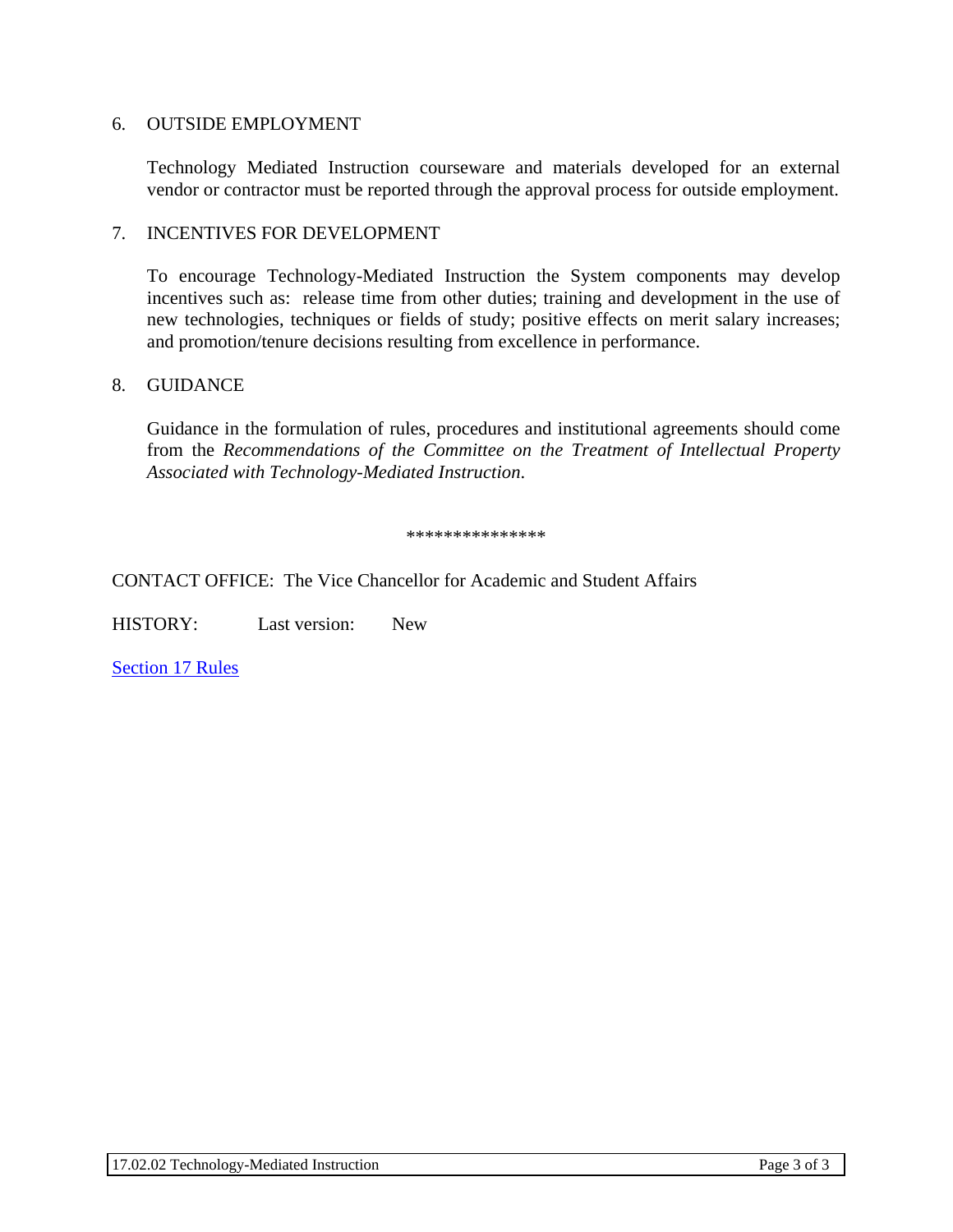6. OUTSIDE EMPLOYMENT

   Technology Mediated Instruction courseware and materials developed for an external vendor or contractor must be reported through the approval process for outside employment.

7. INCENTIVES FOR DEVELOPMENT

   To encourage Technology-Mediated Instruction the System components may develop incentives such as: release time from other duties; training and development in the use of new technologies, techniques or fields of study; positive effects on merit salary increases; and promotion/tenure decisions resulting from excellence in performance.

8. GUIDANCE

   Guidance in the formulation of rules, procedures and institutional agreements should come from the *Recommendations of the Committee on the Treatment of Intellectual Property Associated with Technology-Mediated Instruction*.

***************

CONTACT OFFICE: The Vice Chancellor for Academic and Student Affairs

HISTORY: Last version: New

Section 17 Rules